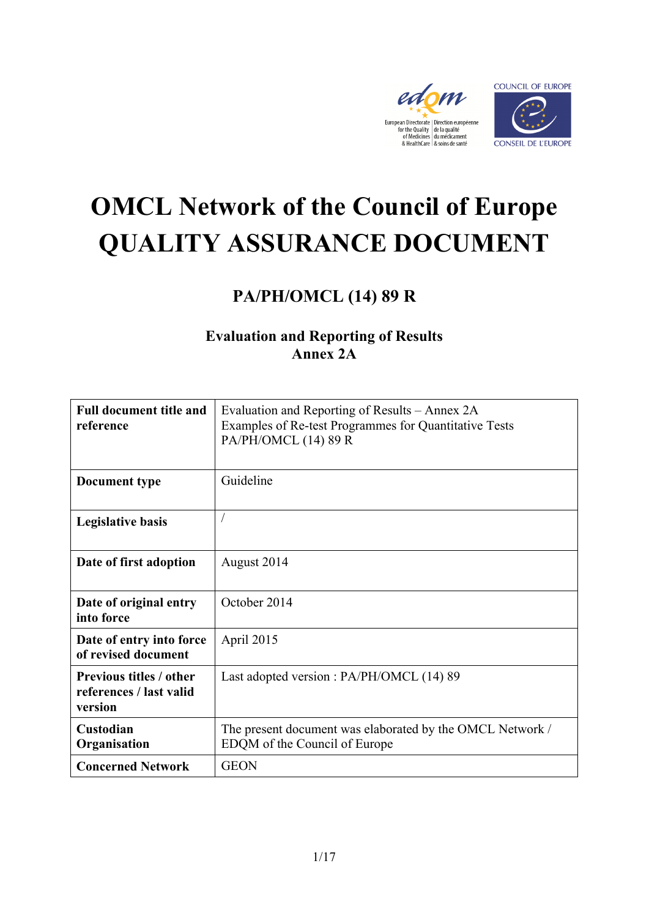# OMCL Network of the Council of Europe QUALITY ASSURANCE DOCUMENT

## PA/PH/OMCL (14) 89 R

### Evaluation and Reporting of Results Annex 2A

| **Full document title and reference** | Evaluation and Reporting of Results – Annex 2A<br>Examples of Re-test Programmes for Quantitative Tests<br>PA/PH/OMCL (14) 89 R |
|---|---|
| **Document type** | Guideline |
| **Legislative basis** | / |
| **Date of first adoption** | August 2014 |
| **Date of original entry into force** | October 2014 |
| **Date of entry into force of revised document** | April 2015 |
| **Previous titles / other references / last valid version** | Last adopted version : PA/PH/OMCL (14) 89 |
| **Custodian Organisation** | The present document was elaborated by the OMCL Network / EDQM of the Council of Europe |
| **Concerned Network** | GEON |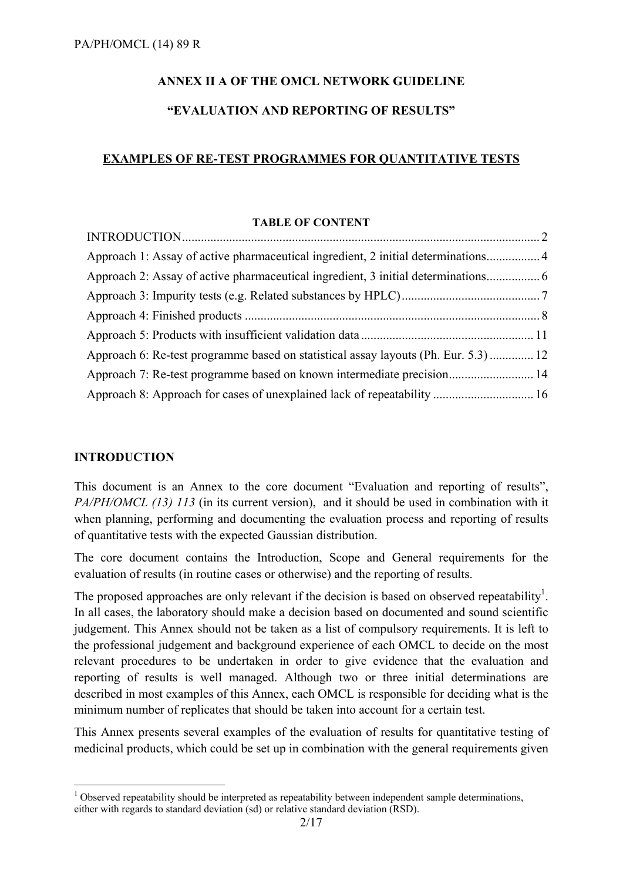**ANNEX II A OF THE OMCL NETWORK GUIDELINE**

**"EVALUATION AND REPORTING OF RESULTS"**

**EXAMPLES OF RE-TEST PROGRAMMES FOR QUANTITATIVE TESTS**

**TABLE OF CONTENT**

- INTRODUCTION .................................................................. 2
- Approach 1: Assay of active pharmaceutical ingredient, 2 initial determinations ................. 4
- Approach 2: Assay of active pharmaceutical ingredient, 3 initial determinations ................. 6
- Approach 3: Impurity tests (e.g. Related substances by HPLC) ............................................ 7
- Approach 4: Finished products .............................................................................................. 8
- Approach 5: Products with insufficient validation data ....................................................... 11
- Approach 6: Re-test programme based on statistical assay layouts (Ph. Eur. 5.3) .............. 12
- Approach 7: Re-test programme based on known intermediate precision ........................... 14
- Approach 8: Approach for cases of unexplained lack of repeatability ................................ 16

## INTRODUCTION

This document is an Annex to the core document "Evaluation and reporting of results", *PA/PH/OMCL (13) 113* (in its current version), and it should be used in combination with it when planning, performing and documenting the evaluation process and reporting of results of quantitative tests with the expected Gaussian distribution.

The core document contains the Introduction, Scope and General requirements for the evaluation of results (in routine cases or otherwise) and the reporting of results.

The proposed approaches are only relevant if the decision is based on observed repeatability[1]. In all cases, the laboratory should make a decision based on documented and sound scientific judgement. This Annex should not be taken as a list of compulsory requirements. It is left to the professional judgement and background experience of each OMCL to decide on the most relevant procedures to be undertaken in order to give evidence that the evaluation and reporting of results is well managed. Although two or three initial determinations are described in most examples of this Annex, each OMCL is responsible for deciding what is the minimum number of replicates that should be taken into account for a certain test.

This Annex presents several examples of the evaluation of results for quantitative testing of medicinal products, which could be set up in combination with the general requirements given

[1] Observed repeatability should be interpreted as repeatability between independent sample determinations, either with regards to standard deviation (sd) or relative standard deviation (RSD).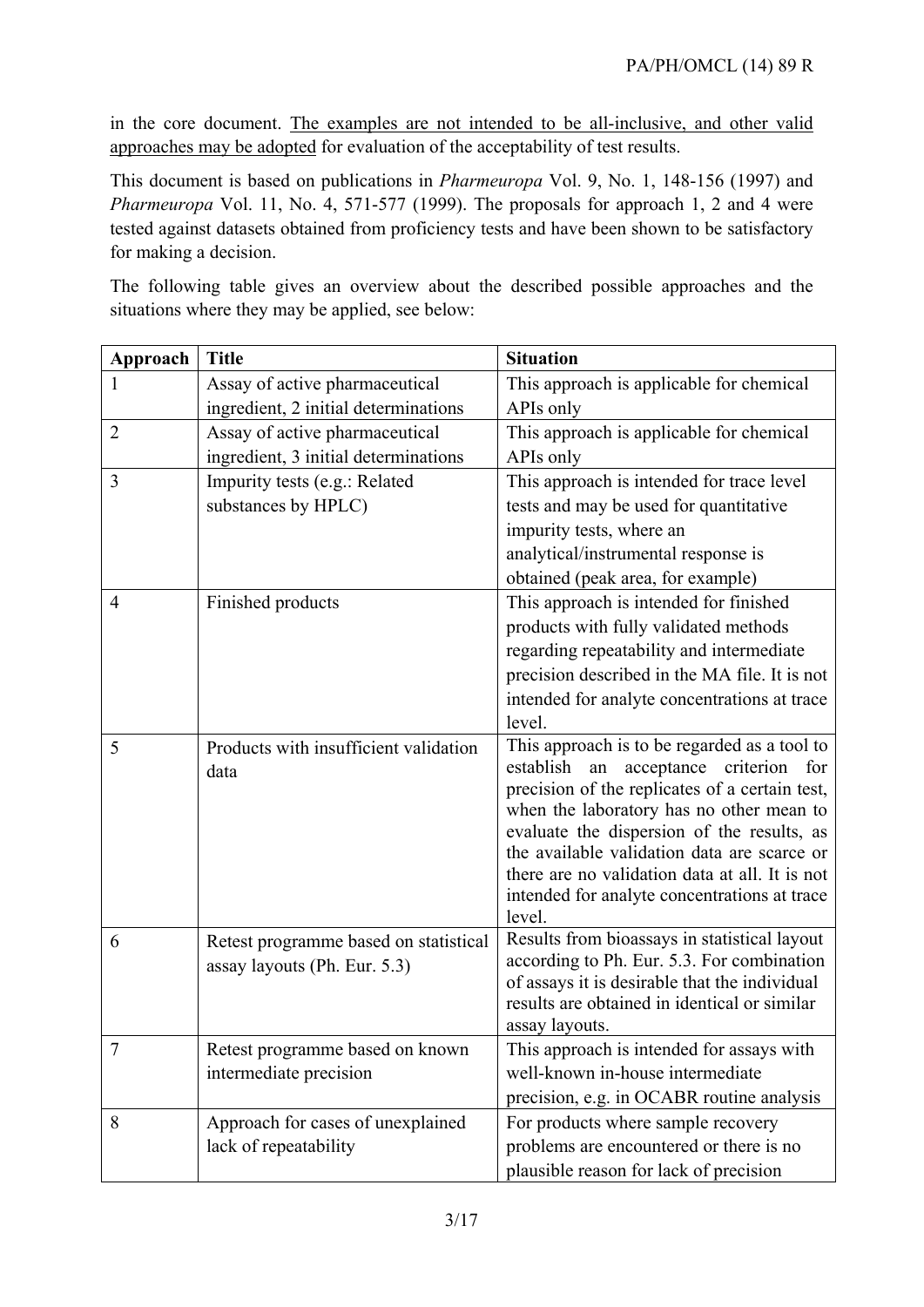in the core document. <u>The examples are not intended to be all-inclusive, and other valid approaches may be adopted</u> for evaluation of the acceptability of test results.

This document is based on publications in *Pharmeuropa* Vol. 9, No. 1, 148-156 (1997) and *Pharmeuropa* Vol. 11, No. 4, 571-577 (1999). The proposals for approach 1, 2 and 4 were tested against datasets obtained from proficiency tests and have been shown to be satisfactory for making a decision.

The following table gives an overview about the described possible approaches and the situations where they may be applied, see below:

| Approach | Title | Situation |
|---|---|---|
| 1 | Assay of active pharmaceutical ingredient, 2 initial determinations | This approach is applicable for chemical APIs only |
| 2 | Assay of active pharmaceutical ingredient, 3 initial determinations | This approach is applicable for chemical APIs only |
| 3 | Impurity tests (e.g.: Related substances by HPLC) | This approach is intended for trace level tests and may be used for quantitative impurity tests, where an analytical/instrumental response is obtained (peak area, for example) |
| 4 | Finished products | This approach is intended for finished products with fully validated methods regarding repeatability and intermediate precision described in the MA file. It is not intended for analyte concentrations at trace level. |
| 5 | Products with insufficient validation data | This approach is to be regarded as a tool to establish an acceptance criterion for precision of the replicates of a certain test, when the laboratory has no other mean to evaluate the dispersion of the results, as the available validation data are scarce or there are no validation data at all. It is not intended for analyte concentrations at trace level. |
| 6 | Retest programme based on statistical assay layouts (Ph. Eur. 5.3) | Results from bioassays in statistical layout according to Ph. Eur. 5.3. For combination of assays it is desirable that the individual results are obtained in identical or similar assay layouts. |
| 7 | Retest programme based on known intermediate precision | This approach is intended for assays with well-known in-house intermediate precision, e.g. in OCABR routine analysis |
| 8 | Approach for cases of unexplained lack of repeatability | For products where sample recovery problems are encountered or there is no plausible reason for lack of precision |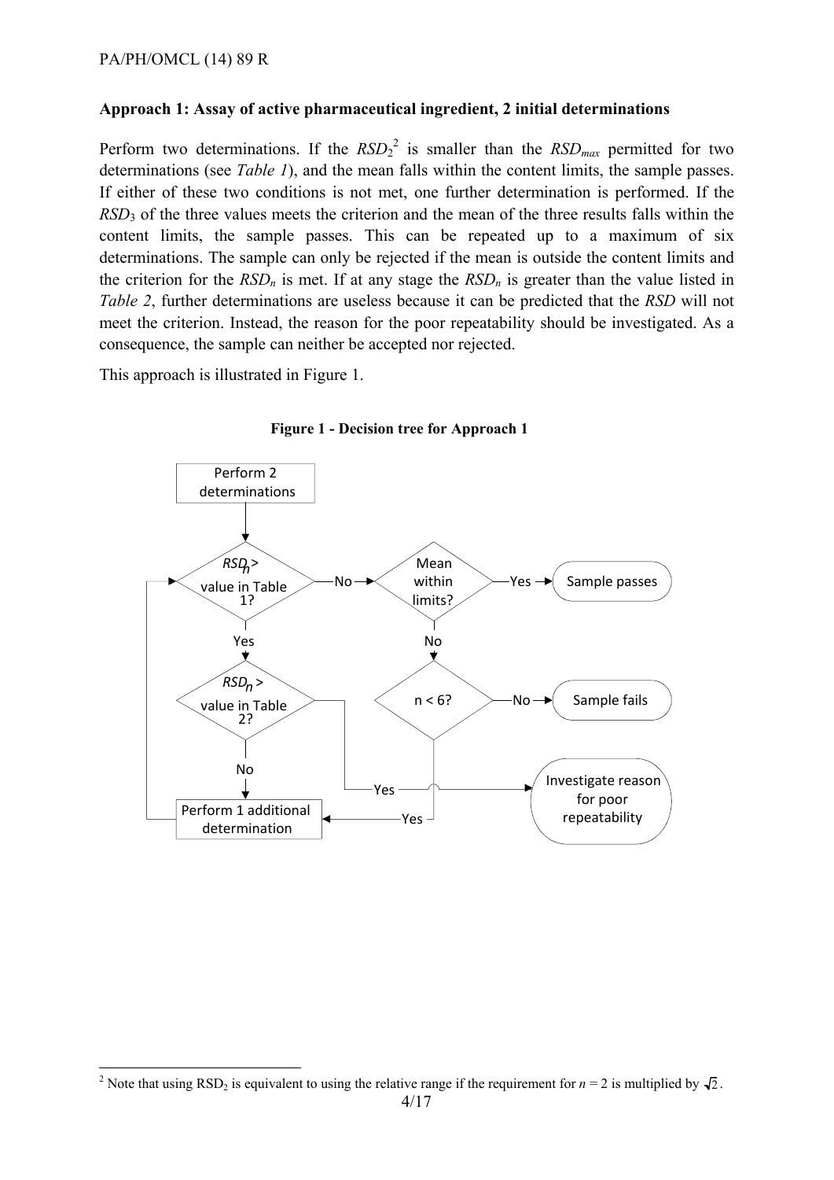**Approach 1: Assay of active pharmaceutical ingredient, 2 initial determinations**

Perform two determinations. If the $RSD_2$[2] is smaller than the $RSD_{max}$ permitted for two determinations (see *Table 1*), and the mean falls within the content limits, the sample passes. If either of these two conditions is not met, one further determination is performed. If the $RSD_3$ of the three values meets the criterion and the mean of the three results falls within the content limits, the sample passes. This can be repeated up to a maximum of six determinations. The sample can only be rejected if the mean is outside the content limits and the criterion for the $RSD_n$ is met. If at any stage the $RSD_n$ is greater than the value listed in *Table 2*, further determinations are useless because it can be predicted that the *RSD* will not meet the criterion. Instead, the reason for the poor repeatability should be investigated. As a consequence, the sample can neither be accepted nor rejected.

This approach is illustrated in Figure 1.

**Figure 1 - Decision tree for Approach 1**

[2] Note that using $RSD_2$ is equivalent to using the relative range if the requirement for $n = 2$ is multiplied by $\sqrt{2}$.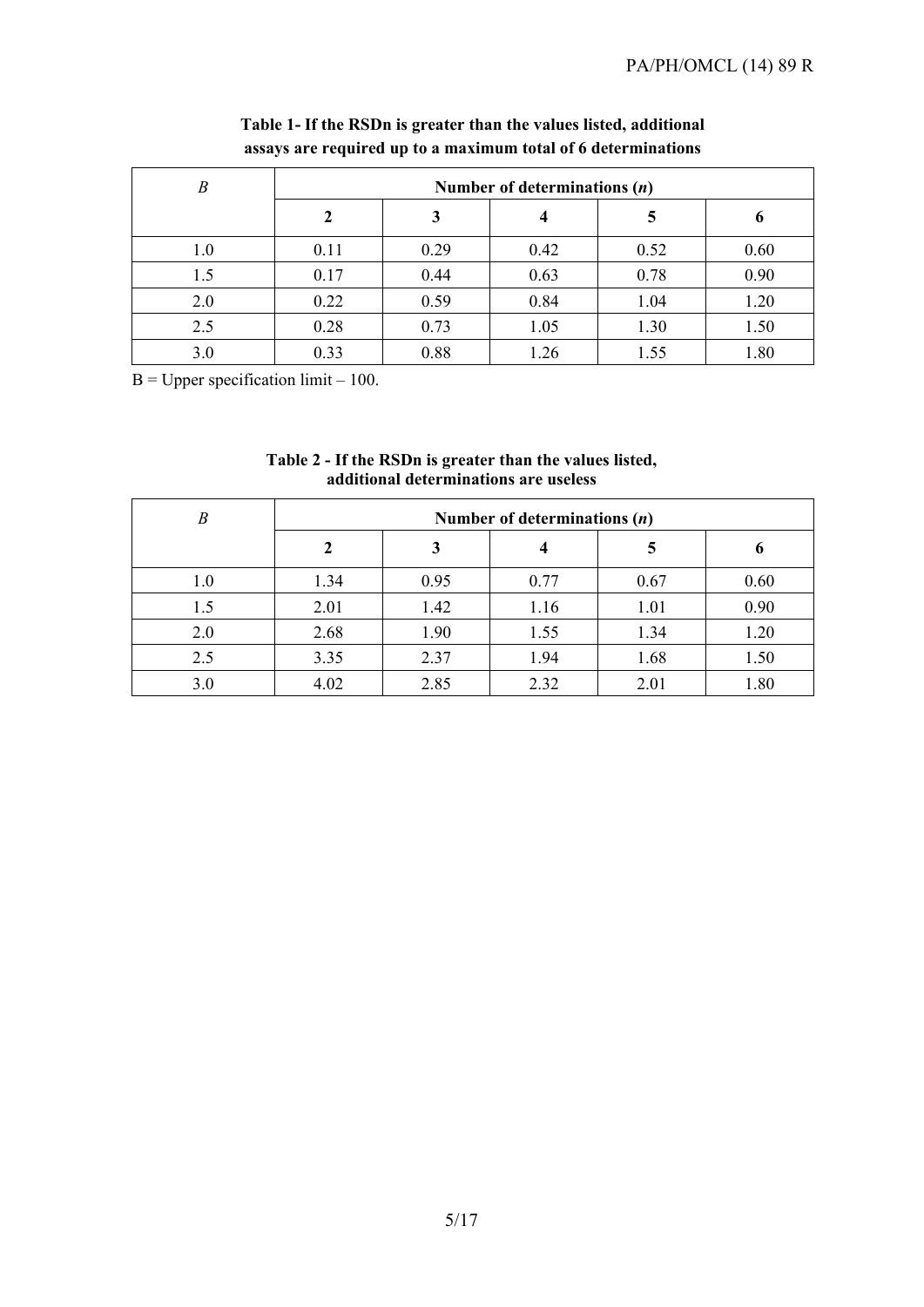**Table 1- If the RSDn is greater than the values listed, additional assays are required up to a maximum total of 6 determinations**

| *B* | Number of determinations (*n*) | | | | |
|---|---|---|---|---|---|
| | **2** | **3** | **4** | **5** | **6** |
| 1.0 | 0.11 | 0.29 | 0.42 | 0.52 | 0.60 |
| 1.5 | 0.17 | 0.44 | 0.63 | 0.78 | 0.90 |
| 2.0 | 0.22 | 0.59 | 0.84 | 1.04 | 1.20 |
| 2.5 | 0.28 | 0.73 | 1.05 | 1.30 | 1.50 |
| 3.0 | 0.33 | 0.88 | 1.26 | 1.55 | 1.80 |

B = Upper specification limit – 100.

**Table 2 - If the RSDn is greater than the values listed, additional determinations are useless**

| *B* | Number of determinations (*n*) | | | | |
|---|---|---|---|---|---|
| | **2** | **3** | **4** | **5** | **6** |
| 1.0 | 1.34 | 0.95 | 0.77 | 0.67 | 0.60 |
| 1.5 | 2.01 | 1.42 | 1.16 | 1.01 | 0.90 |
| 2.0 | 2.68 | 1.90 | 1.55 | 1.34 | 1.20 |
| 2.5 | 3.35 | 2.37 | 1.94 | 1.68 | 1.50 |
| 3.0 | 4.02 | 2.85 | 2.32 | 2.01 | 1.80 |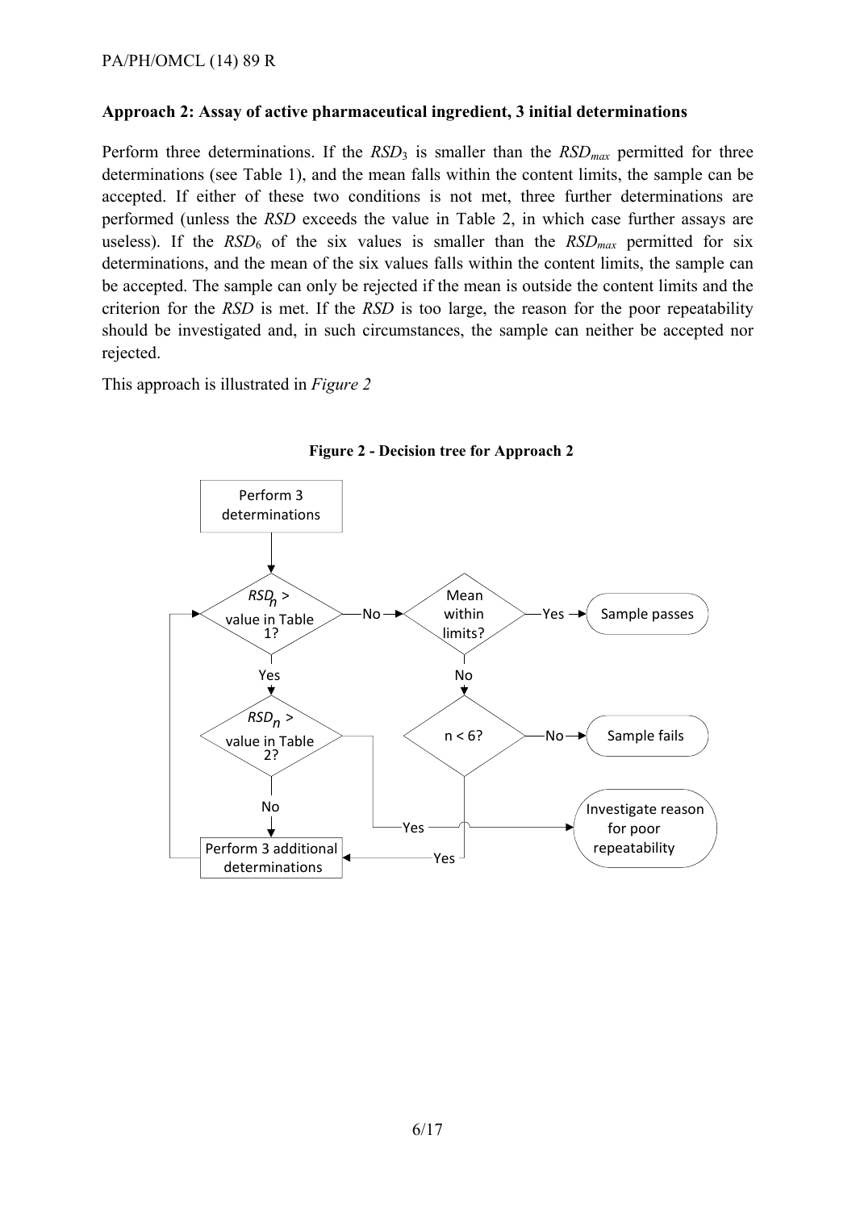**Approach 2: Assay of active pharmaceutical ingredient, 3 initial determinations**

Perform three determinations. If the $RSD_3$ is smaller than the $RSD_{max}$ permitted for three determinations (see Table 1), and the mean falls within the content limits, the sample can be accepted. If either of these two conditions is not met, three further determinations are performed (unless the *RSD* exceeds the value in Table 2, in which case further assays are useless). If the $RSD_6$ of the six values is smaller than the $RSD_{max}$ permitted for six determinations, and the mean of the six values falls within the content limits, the sample can be accepted. The sample can only be rejected if the mean is outside the content limits and the criterion for the *RSD* is met. If the *RSD* is too large, the reason for the poor repeatability should be investigated and, in such circumstances, the sample can neither be accepted nor rejected.

This approach is illustrated in *Figure 2*

**Figure 2 - Decision tree for Approach 2**

Perform 3 determinations

$RSD_n$ > value in Table 1?

No

Mean within limits?

Yes

Sample passes

Yes

No

$RSD_n$ > value in Table 2?

n < 6?

No

Sample fails

No

Investigate reason for poor repeatability

Yes

Perform 3 additional determinations

Yes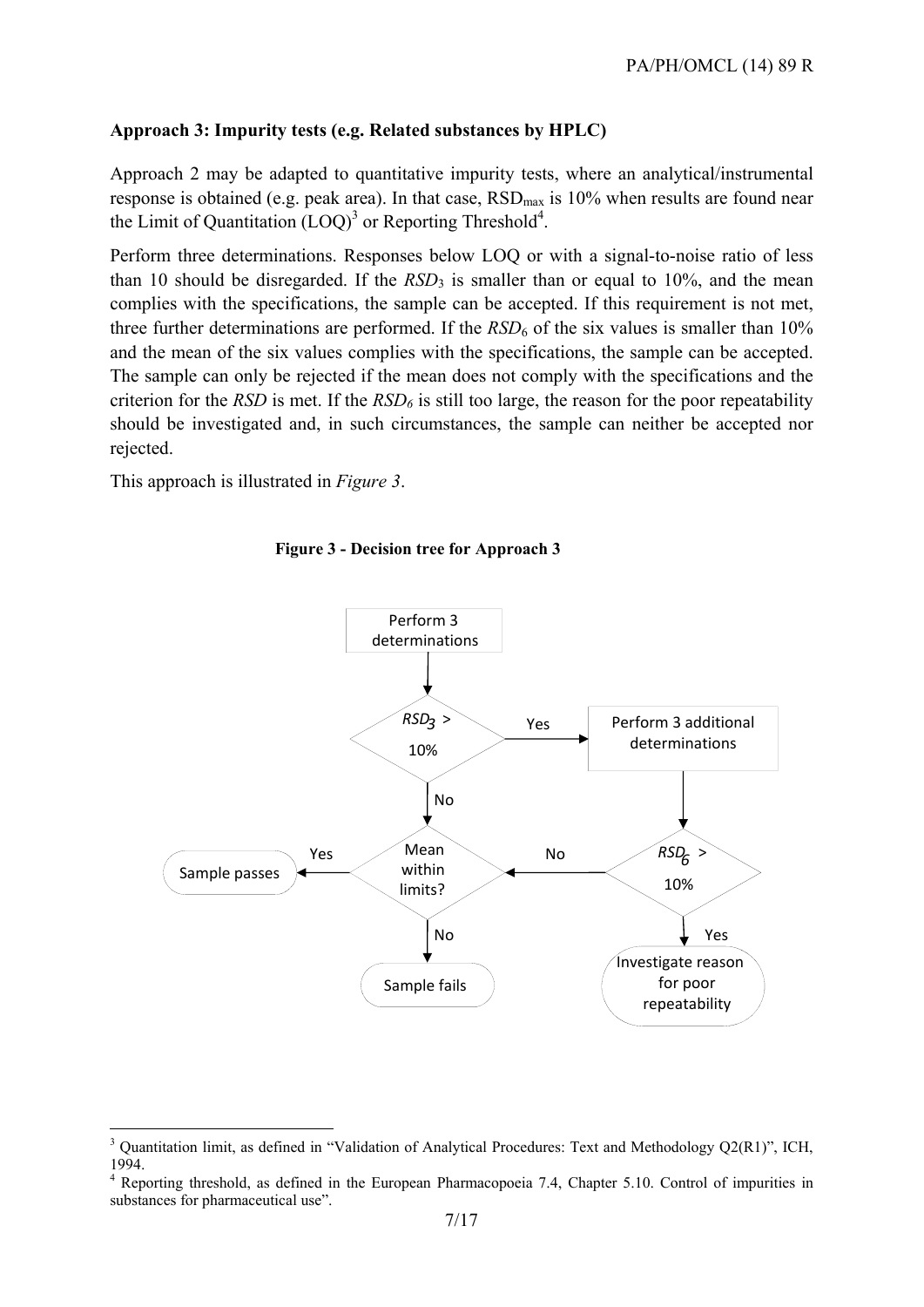**Approach 3: Impurity tests (e.g. Related substances by HPLC)**

Approach 2 may be adapted to quantitative impurity tests, where an analytical/instrumental response is obtained (e.g. peak area). In that case, $RSD_{max}$ is 10% when results are found near the Limit of Quantitation (LOQ)[3] or Reporting Threshold[4].

Perform three determinations. Responses below LOQ or with a signal-to-noise ratio of less than 10 should be disregarded. If the $RSD_3$ is smaller than or equal to 10%, and the mean complies with the specifications, the sample can be accepted. If this requirement is not met, three further determinations are performed. If the $RSD_6$ of the six values is smaller than 10% and the mean of the six values complies with the specifications, the sample can be accepted. The sample can only be rejected if the mean does not comply with the specifications and the criterion for the *RSD* is met. If the $RSD_6$ is still too large, the reason for the poor repeatability should be investigated and, in such circumstances, the sample can neither be accepted nor rejected.

This approach is illustrated in *Figure 3*.

**Figure 3 - Decision tree for Approach 3**

Perform 3 determinations

$RSD_3$ > 10%

Yes

Perform 3 additional determinations

No

Mean within limits?

No

$RSD_6$ > 10%

Yes

Sample passes

No

Yes

Sample fails

Investigate reason for poor repeatability

---

[3] Quantitation limit, as defined in "Validation of Analytical Procedures: Text and Methodology Q2(R1)", ICH, 1994.

[4] Reporting threshold, as defined in the European Pharmacopoeia 7.4, Chapter 5.10. Control of impurities in substances for pharmaceutical use".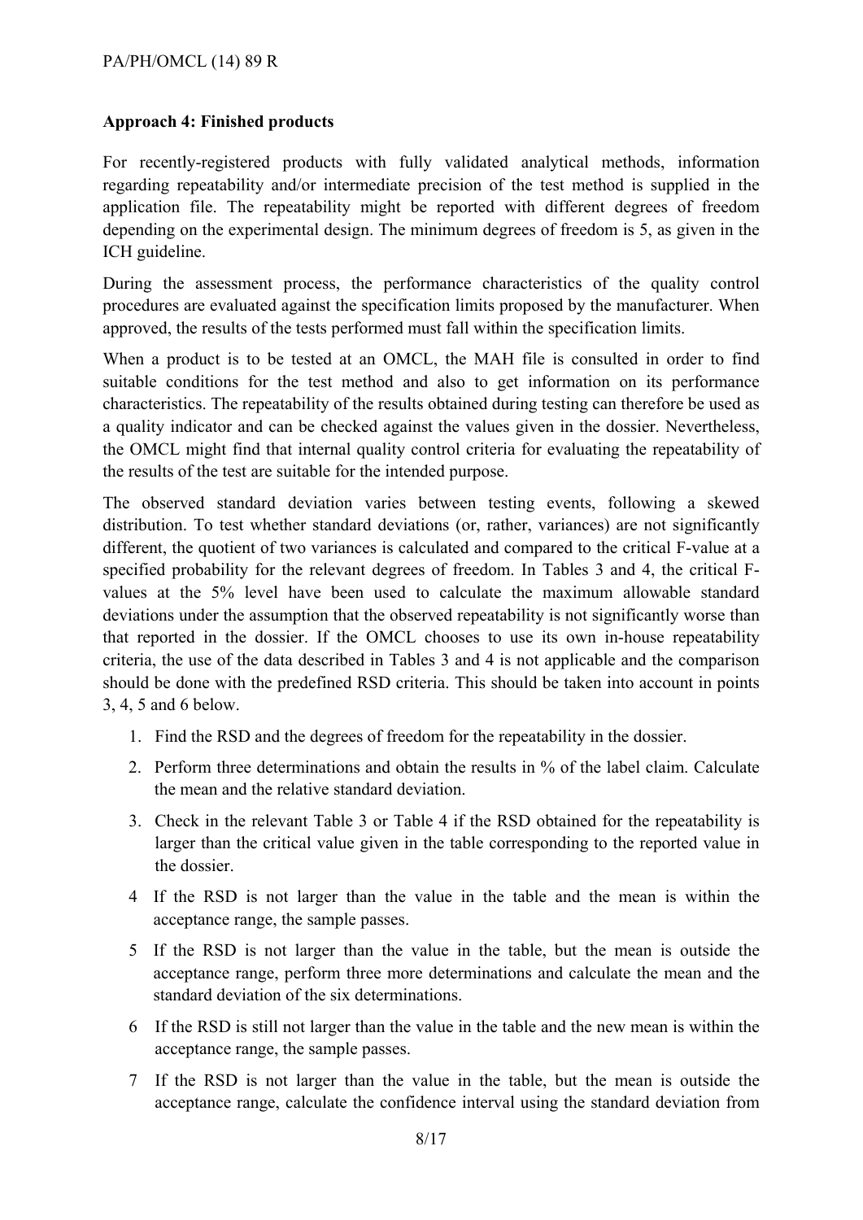**Approach 4: Finished products**

For recently-registered products with fully validated analytical methods, information regarding repeatability and/or intermediate precision of the test method is supplied in the application file. The repeatability might be reported with different degrees of freedom depending on the experimental design. The minimum degrees of freedom is 5, as given in the ICH guideline.

During the assessment process, the performance characteristics of the quality control procedures are evaluated against the specification limits proposed by the manufacturer. When approved, the results of the tests performed must fall within the specification limits.

When a product is to be tested at an OMCL, the MAH file is consulted in order to find suitable conditions for the test method and also to get information on its performance characteristics. The repeatability of the results obtained during testing can therefore be used as a quality indicator and can be checked against the values given in the dossier. Nevertheless, the OMCL might find that internal quality control criteria for evaluating the repeatability of the results of the test are suitable for the intended purpose.

The observed standard deviation varies between testing events, following a skewed distribution. To test whether standard deviations (or, rather, variances) are not significantly different, the quotient of two variances is calculated and compared to the critical F-value at a specified probability for the relevant degrees of freedom. In Tables 3 and 4, the critical F-values at the 5% level have been used to calculate the maximum allowable standard deviations under the assumption that the observed repeatability is not significantly worse than that reported in the dossier. If the OMCL chooses to use its own in-house repeatability criteria, the use of the data described in Tables 3 and 4 is not applicable and the comparison should be done with the predefined RSD criteria. This should be taken into account in points 3, 4, 5 and 6 below.

1. Find the RSD and the degrees of freedom for the repeatability in the dossier.
2. Perform three determinations and obtain the results in % of the label claim. Calculate the mean and the relative standard deviation.
3. Check in the relevant Table 3 or Table 4 if the RSD obtained for the repeatability is larger than the critical value given in the table corresponding to the reported value in the dossier.
4. If the RSD is not larger than the value in the table and the mean is within the acceptance range, the sample passes.
5. If the RSD is not larger than the value in the table, but the mean is outside the acceptance range, perform three more determinations and calculate the mean and the standard deviation of the six determinations.
6. If the RSD is still not larger than the value in the table and the new mean is within the acceptance range, the sample passes.
7. If the RSD is not larger than the value in the table, but the mean is outside the acceptance range, calculate the confidence interval using the standard deviation from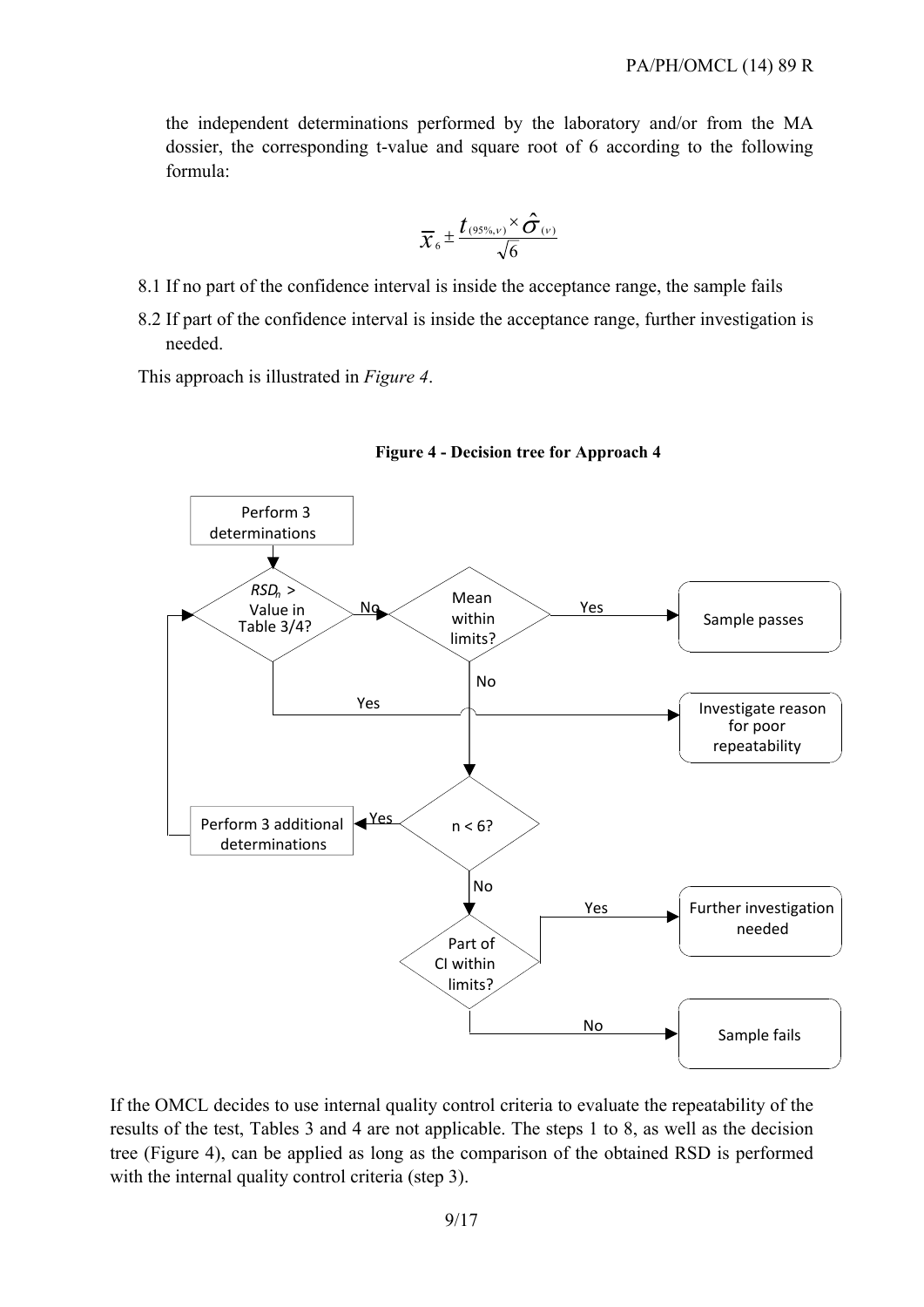the independent determinations performed by the laboratory and/or from the MA dossier, the corresponding t-value and square root of 6 according to the following formula:

$$\overline{x}_6 \pm \frac{t_{(95\%,\nu)} \times \hat{\sigma}_{(\nu)}}{\sqrt{6}}$$

8.1 If no part of the confidence interval is inside the acceptance range, the sample fails

8.2 If part of the confidence interval is inside the acceptance range, further investigation is needed.

This approach is illustrated in *Figure 4*.

**Figure 4 - Decision tree for Approach 4**

If the OMCL decides to use internal quality control criteria to evaluate the repeatability of the results of the test, Tables 3 and 4 are not applicable. The steps 1 to 8, as well as the decision tree (Figure 4), can be applied as long as the comparison of the obtained RSD is performed with the internal quality control criteria (step 3).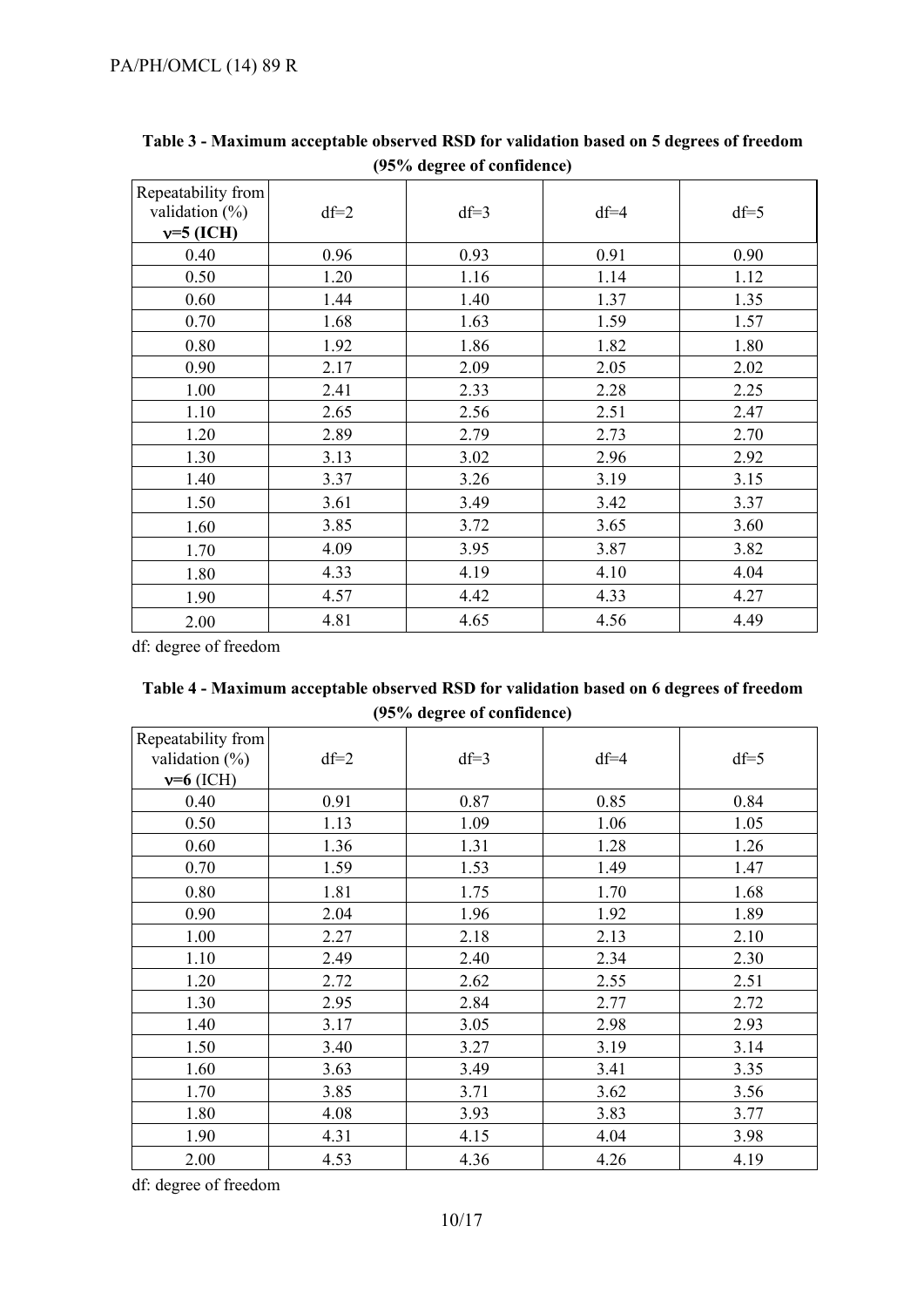**Table 3 - Maximum acceptable observed RSD for validation based on 5 degrees of freedom (95% degree of confidence)**

| Repeatability from validation (%) **ν=5 (ICH)** | df=2 | df=3 | df=4 | df=5 |
|---|---|---|---|---|
| 0.40 | 0.96 | 0.93 | 0.91 | 0.90 |
| 0.50 | 1.20 | 1.16 | 1.14 | 1.12 |
| 0.60 | 1.44 | 1.40 | 1.37 | 1.35 |
| 0.70 | 1.68 | 1.63 | 1.59 | 1.57 |
| 0.80 | 1.92 | 1.86 | 1.82 | 1.80 |
| 0.90 | 2.17 | 2.09 | 2.05 | 2.02 |
| 1.00 | 2.41 | 2.33 | 2.28 | 2.25 |
| 1.10 | 2.65 | 2.56 | 2.51 | 2.47 |
| 1.20 | 2.89 | 2.79 | 2.73 | 2.70 |
| 1.30 | 3.13 | 3.02 | 2.96 | 2.92 |
| 1.40 | 3.37 | 3.26 | 3.19 | 3.15 |
| 1.50 | 3.61 | 3.49 | 3.42 | 3.37 |
| 1.60 | 3.85 | 3.72 | 3.65 | 3.60 |
| 1.70 | 4.09 | 3.95 | 3.87 | 3.82 |
| 1.80 | 4.33 | 4.19 | 4.10 | 4.04 |
| 1.90 | 4.57 | 4.42 | 4.33 | 4.27 |
| 2.00 | 4.81 | 4.65 | 4.56 | 4.49 |

df: degree of freedom

**Table 4 - Maximum acceptable observed RSD for validation based on 6 degrees of freedom (95% degree of confidence)**

| Repeatability from validation (%) **ν=6** (ICH) | df=2 | df=3 | df=4 | df=5 |
|---|---|---|---|---|
| 0.40 | 0.91 | 0.87 | 0.85 | 0.84 |
| 0.50 | 1.13 | 1.09 | 1.06 | 1.05 |
| 0.60 | 1.36 | 1.31 | 1.28 | 1.26 |
| 0.70 | 1.59 | 1.53 | 1.49 | 1.47 |
| 0.80 | 1.81 | 1.75 | 1.70 | 1.68 |
| 0.90 | 2.04 | 1.96 | 1.92 | 1.89 |
| 1.00 | 2.27 | 2.18 | 2.13 | 2.10 |
| 1.10 | 2.49 | 2.40 | 2.34 | 2.30 |
| 1.20 | 2.72 | 2.62 | 2.55 | 2.51 |
| 1.30 | 2.95 | 2.84 | 2.77 | 2.72 |
| 1.40 | 3.17 | 3.05 | 2.98 | 2.93 |
| 1.50 | 3.40 | 3.27 | 3.19 | 3.14 |
| 1.60 | 3.63 | 3.49 | 3.41 | 3.35 |
| 1.70 | 3.85 | 3.71 | 3.62 | 3.56 |
| 1.80 | 4.08 | 3.93 | 3.83 | 3.77 |
| 1.90 | 4.31 | 4.15 | 4.04 | 3.98 |
| 2.00 | 4.53 | 4.36 | 4.26 | 4.19 |

df: degree of freedom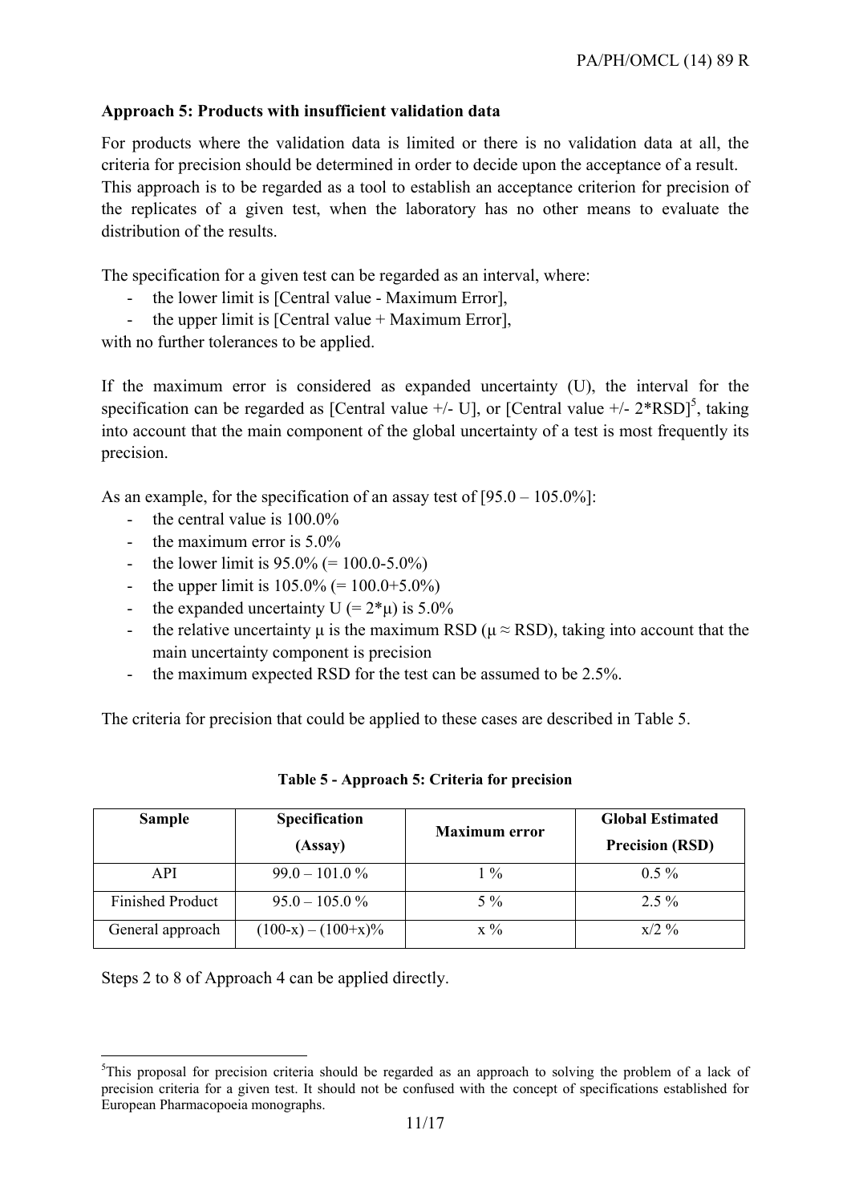### Approach 5: Products with insufficient validation data

For products where the validation data is limited or there is no validation data at all, the criteria for precision should be determined in order to decide upon the acceptance of a result. This approach is to be regarded as a tool to establish an acceptance criterion for precision of the replicates of a given test, when the laboratory has no other means to evaluate the distribution of the results.

The specification for a given test can be regarded as an interval, where:

- the lower limit is [Central value - Maximum Error],
- the upper limit is [Central value + Maximum Error],

with no further tolerances to be applied.

If the maximum error is considered as expanded uncertainty (U), the interval for the specification can be regarded as [Central value +/- U], or [Central value +/- 2*RSD][5], taking into account that the main component of the global uncertainty of a test is most frequently its precision.

As an example, for the specification of an assay test of [95.0 – 105.0%]:

- the central value is 100.0%
- the maximum error is 5.0%
- the lower limit is 95.0% (= 100.0-5.0%)
- the upper limit is 105.0% (= 100.0+5.0%)
- the expanded uncertainty U (= $2*\mu$) is 5.0%
- the relative uncertainty $\mu$ is the maximum RSD ($\mu \approx$ RSD), taking into account that the main uncertainty component is precision
- the maximum expected RSD for the test can be assumed to be 2.5%.

The criteria for precision that could be applied to these cases are described in Table 5.

**Table 5 - Approach 5: Criteria for precision**

| Sample | Specification (Assay) | Maximum error | Global Estimated Precision (RSD) |
|---|---|---|---|
| API | 99.0 – 101.0 % | 1 % | 0.5 % |
| Finished Product | 95.0 – 105.0 % | 5 % | 2.5 % |
| General approach | (100-x) – (100+x)% | x % | x/2 % |

Steps 2 to 8 of Approach 4 can be applied directly.

---

[5] This proposal for precision criteria should be regarded as an approach to solving the problem of a lack of precision criteria for a given test. It should not be confused with the concept of specifications established for European Pharmacopoeia monographs.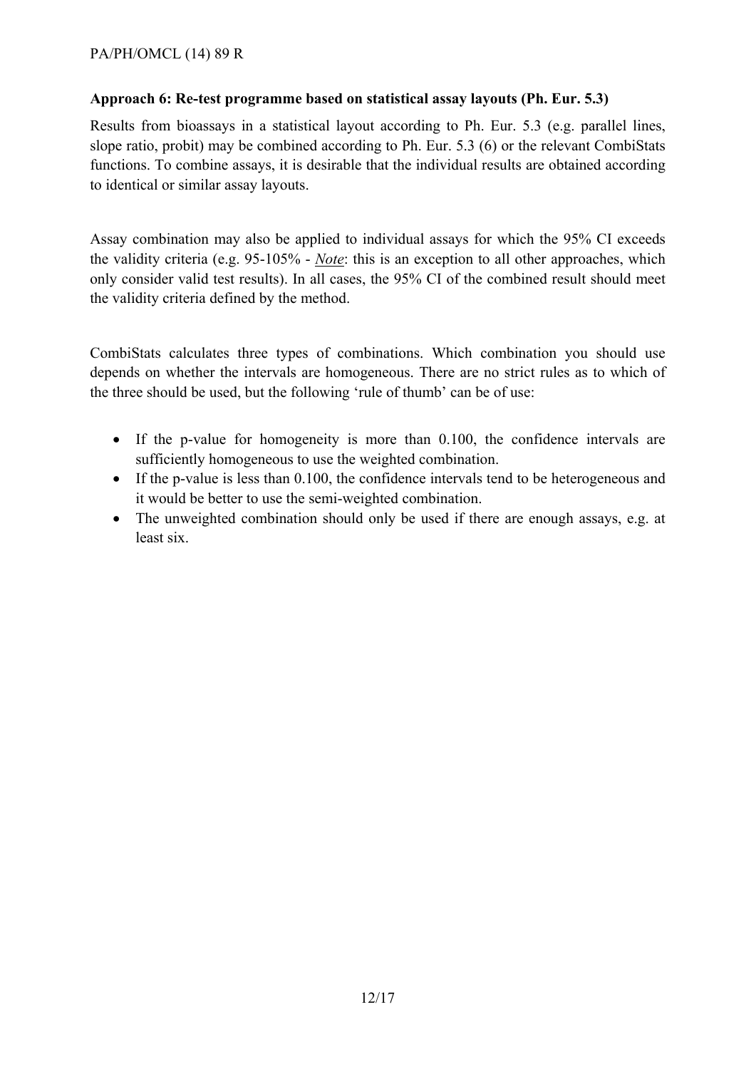**Approach 6: Re-test programme based on statistical assay layouts (Ph. Eur. 5.3)**

Results from bioassays in a statistical layout according to Ph. Eur. 5.3 (e.g. parallel lines, slope ratio, probit) may be combined according to Ph. Eur. 5.3 (6) or the relevant CombiStats functions. To combine assays, it is desirable that the individual results are obtained according to identical or similar assay layouts.

Assay combination may also be applied to individual assays for which the 95% CI exceeds the validity criteria (e.g. 95-105% - *Note*: this is an exception to all other approaches, which only consider valid test results). In all cases, the 95% CI of the combined result should meet the validity criteria defined by the method.

CombiStats calculates three types of combinations. Which combination you should use depends on whether the intervals are homogeneous. There are no strict rules as to which of the three should be used, but the following 'rule of thumb' can be of use:

- If the p-value for homogeneity is more than 0.100, the confidence intervals are sufficiently homogeneous to use the weighted combination.
- If the p-value is less than 0.100, the confidence intervals tend to be heterogeneous and it would be better to use the semi-weighted combination.
- The unweighted combination should only be used if there are enough assays, e.g. at least six.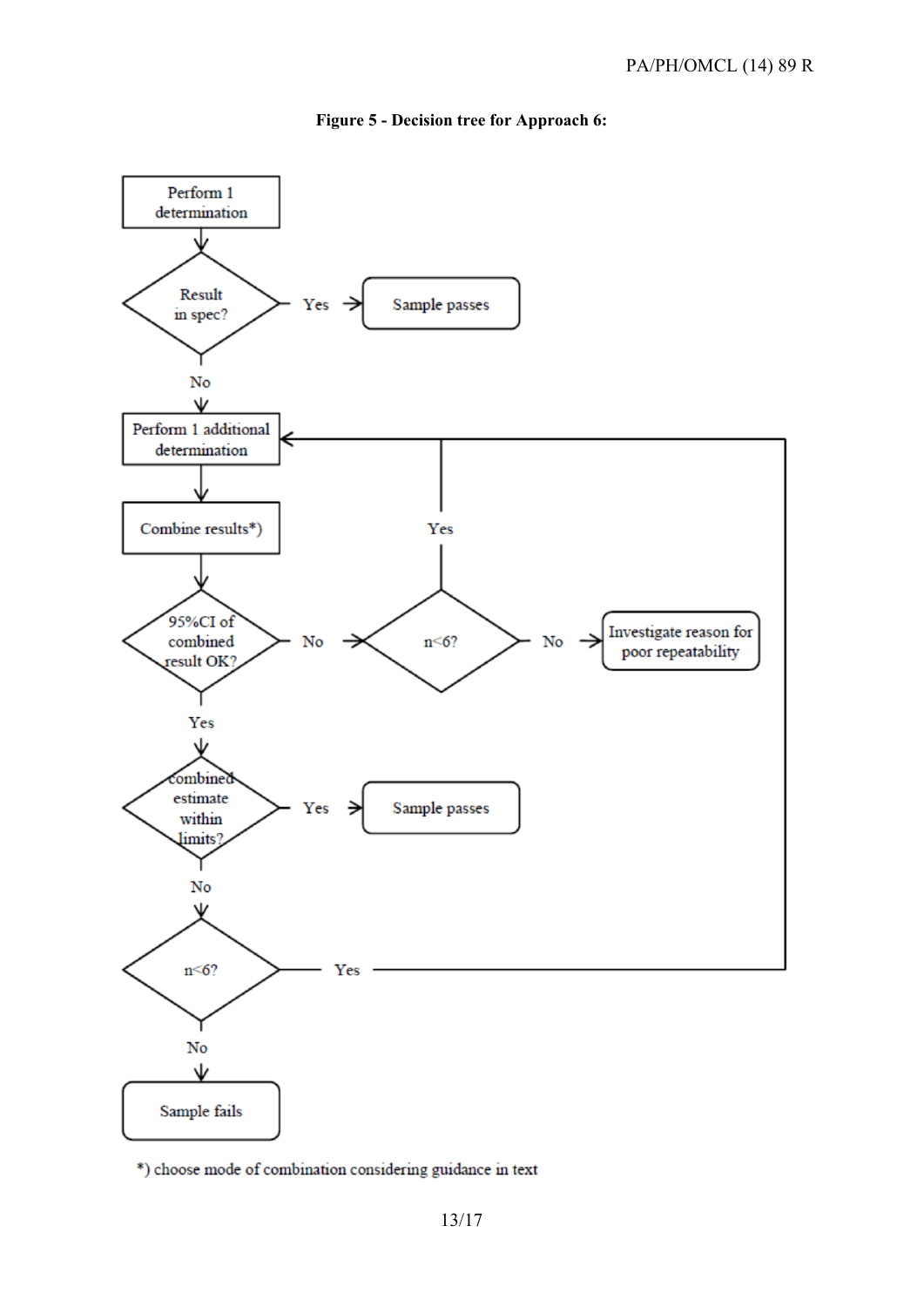**Figure 5 - Decision tree for Approach 6:**

```
Perform 1 determination
        |
        v
  Result in spec? --Yes--> Sample passes
        |
        No
        v
Perform 1 additional determination <-------------------------------+
        |                                     ^                     |
        v                                     |                     |
  Combine results*)                          Yes                    |
        |                                     |                     |
        v                                     |                     |
  95%CI of combined result OK? --No-->      n<6? --No--> Investigate reason for poor repeatability
        |                                                           |
        Yes                                                         |
        v                                                           |
  Combined estimate within limits? --Yes--> Sample passes           |
        |                                                           |
        No                                                          |
        v                                                           |
      n<6? --Yes----------------------------------------------------+
        |
        No
        v
  Sample fails
```

*) choose mode of combination considering guidance in text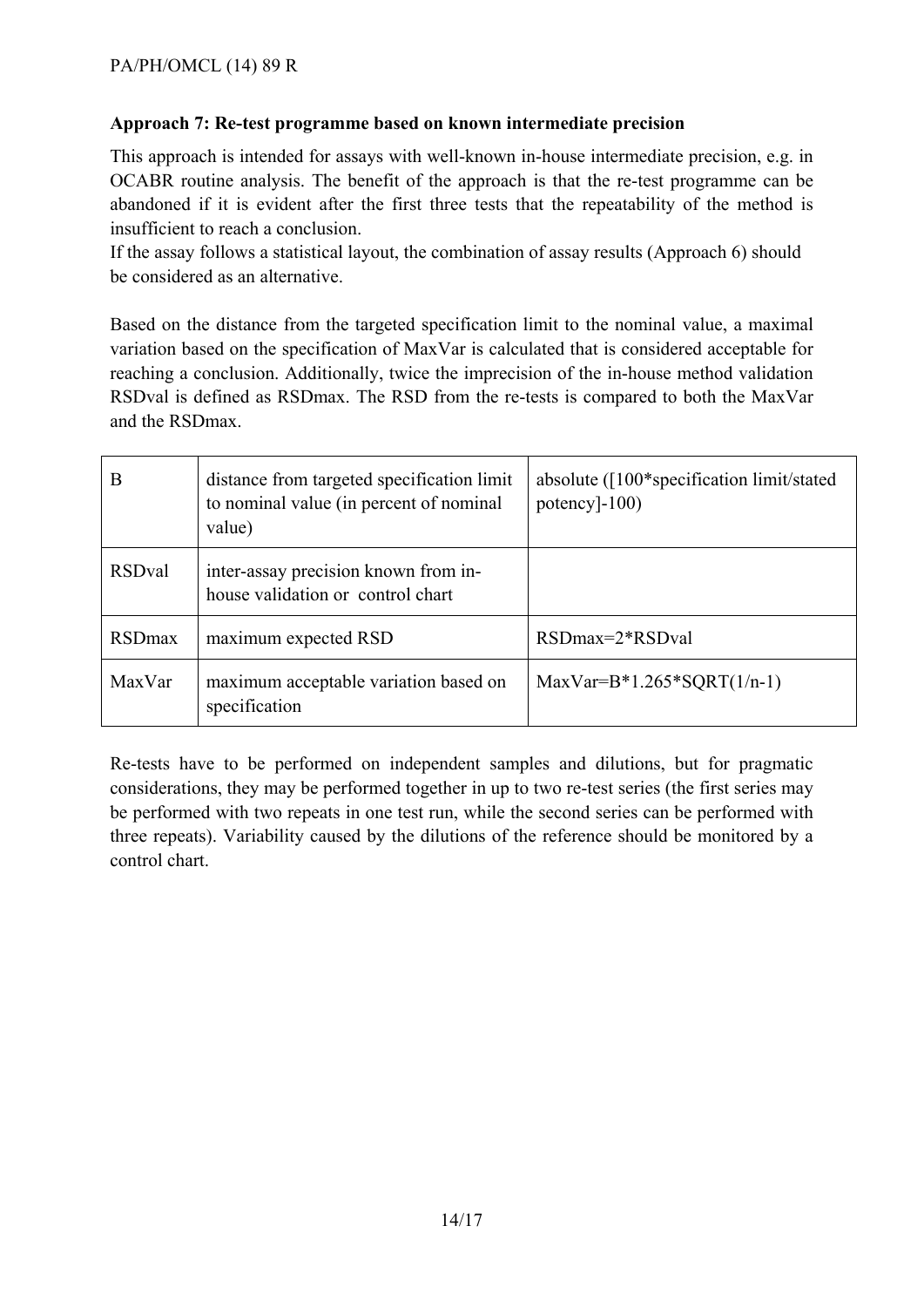**Approach 7: Re-test programme based on known intermediate precision**

This approach is intended for assays with well-known in-house intermediate precision, e.g. in OCABR routine analysis. The benefit of the approach is that the re-test programme can be abandoned if it is evident after the first three tests that the repeatability of the method is insufficient to reach a conclusion.
If the assay follows a statistical layout, the combination of assay results (Approach 6) should be considered as an alternative.

Based on the distance from the targeted specification limit to the nominal value, a maximal variation based on the specification of MaxVar is calculated that is considered acceptable for reaching a conclusion. Additionally, twice the imprecision of the in-house method validation RSDval is defined as RSDmax. The RSD from the re-tests is compared to both the MaxVar and the RSDmax.

| B | distance from targeted specification limit to nominal value (in percent of nominal value) | absolute ([100*specification limit/stated potency]-100) |
|---|---|---|
| RSDval | inter-assay precision known from in-house validation or control chart | |
| RSDmax | maximum expected RSD | RSDmax=2*RSDval |
| MaxVar | maximum acceptable variation based on specification | MaxVar=B*1.265*SQRT(1/n-1) |

Re-tests have to be performed on independent samples and dilutions, but for pragmatic considerations, they may be performed together in up to two re-test series (the first series may be performed with two repeats in one test run, while the second series can be performed with three repeats). Variability caused by the dilutions of the reference should be monitored by a control chart.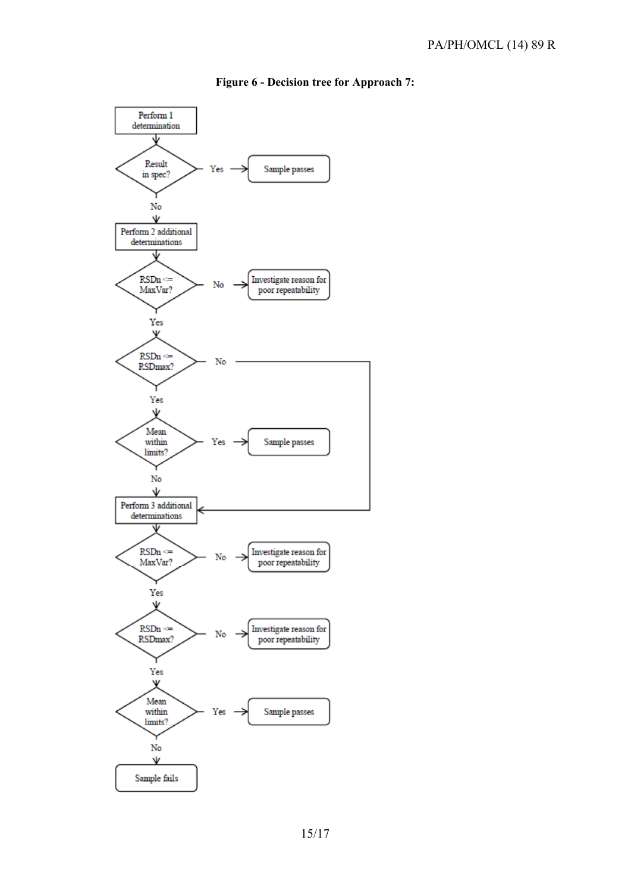**Figure 6 - Decision tree for Approach 7:**

- Perform 1 determination
- Result in spec?
  - Yes → Sample passes
  - No → Perform 2 additional determinations
- RSDn <= MaxVar?
  - No → Investigate reason for poor repeatability
  - Yes → RSDn <= RSDmax?
- RSDn <= RSDmax?
  - No → Perform 3 additional determinations
  - Yes → Mean within limits?
- Mean within limits?
  - Yes → Sample passes
  - No → Perform 3 additional determinations
- RSDn <= MaxVar?
  - No → Investigate reason for poor repeatability
  - Yes → RSDn <= RSDmax?
- RSDn <= RSDmax?
  - No → Investigate reason for poor repeatability
  - Yes → Mean within limits?
- Mean within limits?
  - Yes → Sample passes
  - No → Sample fails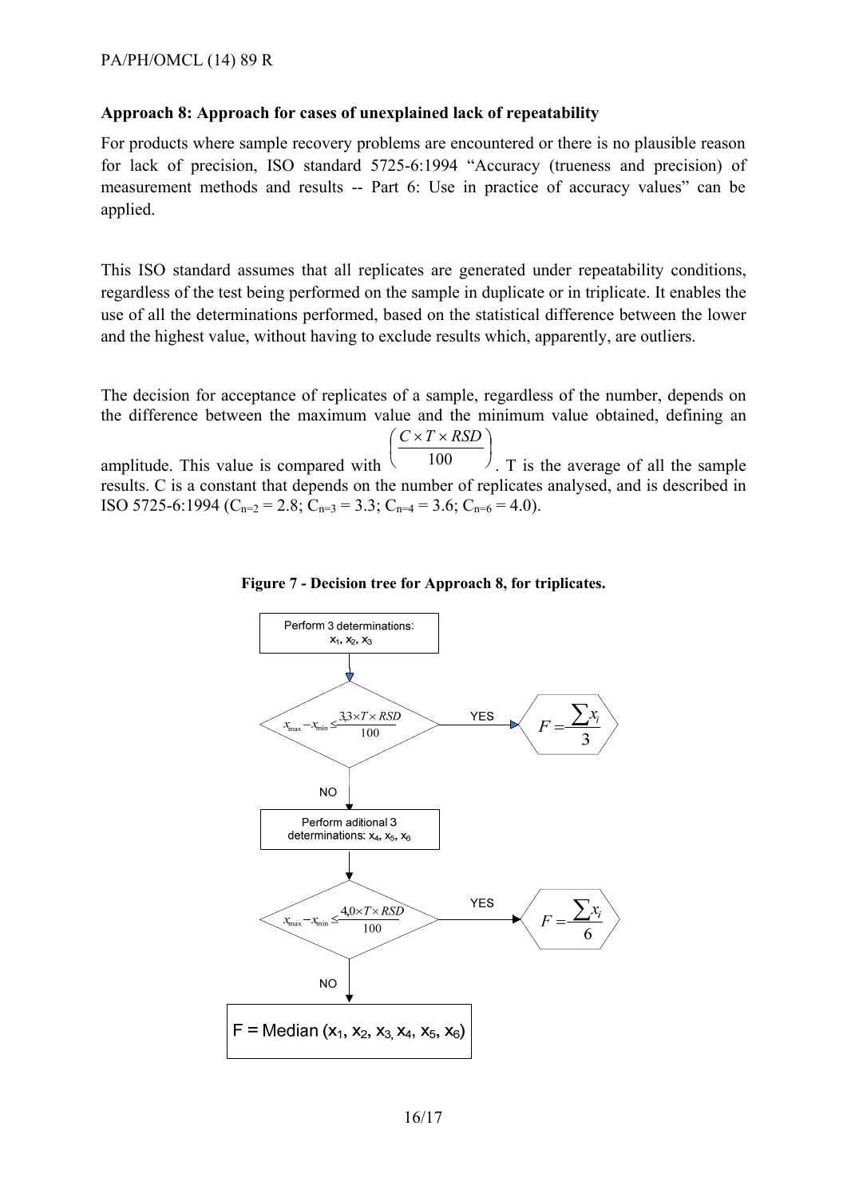**Approach 8: Approach for cases of unexplained lack of repeatability**

For products where sample recovery problems are encountered or there is no plausible reason for lack of precision, ISO standard 5725-6:1994 "Accuracy (trueness and precision) of measurement methods and results -- Part 6: Use in practice of accuracy values" can be applied.

This ISO standard assumes that all replicates are generated under repeatability conditions, regardless of the test being performed on the sample in duplicate or in triplicate. It enables the use of all the determinations performed, based on the statistical difference between the lower and the highest value, without having to exclude results which, apparently, are outliers.

The decision for acceptance of replicates of a sample, regardless of the number, depends on the difference between the maximum value and the minimum value obtained, defining an amplitude. This value is compared with $\left(\frac{C \times T \times RSD}{100}\right)$. T is the average of all the sample results. C is a constant that depends on the number of replicates analysed, and is described in ISO 5725-6:1994 ($C_{n=2} = 2.8$; $C_{n=3} = 3.3$; $C_{n=4} = 3.6$; $C_{n=6} = 4.0$).

**Figure 7 - Decision tree for Approach 8, for triplicates.**

Perform 3 determinations: $x_1, x_2, x_3$

↓

$x_{max} - x_{min} \leq \frac{3{,}3 \times T \times RSD}{100}$ — YES → $F = \frac{\sum x_i}{3}$

NO ↓

Perform aditional 3 determinations: $x_4, x_5, x_6$

↓

$x_{max} - x_{min} \leq \frac{4{,}0 \times T \times RSD}{100}$ — YES → $F = \frac{\sum x_i}{6}$

NO ↓

F = Median ($x_1, x_2, x_3, x_4, x_5, x_6$)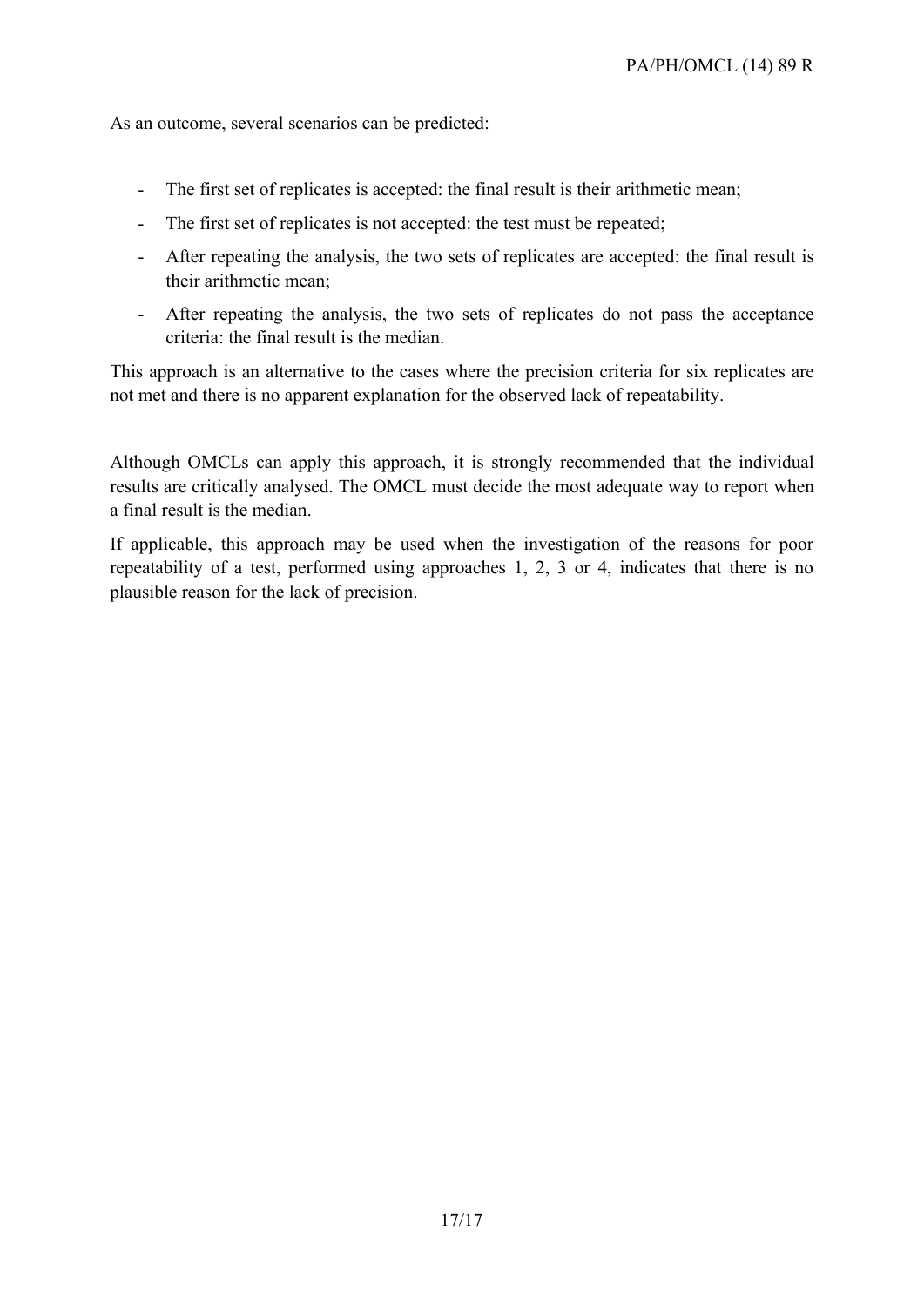As an outcome, several scenarios can be predicted:

- The first set of replicates is accepted: the final result is their arithmetic mean;
- The first set of replicates is not accepted: the test must be repeated;
- After repeating the analysis, the two sets of replicates are accepted: the final result is their arithmetic mean;
- After repeating the analysis, the two sets of replicates do not pass the acceptance criteria: the final result is the median.

This approach is an alternative to the cases where the precision criteria for six replicates are not met and there is no apparent explanation for the observed lack of repeatability.

Although OMCLs can apply this approach, it is strongly recommended that the individual results are critically analysed. The OMCL must decide the most adequate way to report when a final result is the median.

If applicable, this approach may be used when the investigation of the reasons for poor repeatability of a test, performed using approaches 1, 2, 3 or 4, indicates that there is no plausible reason for the lack of precision.